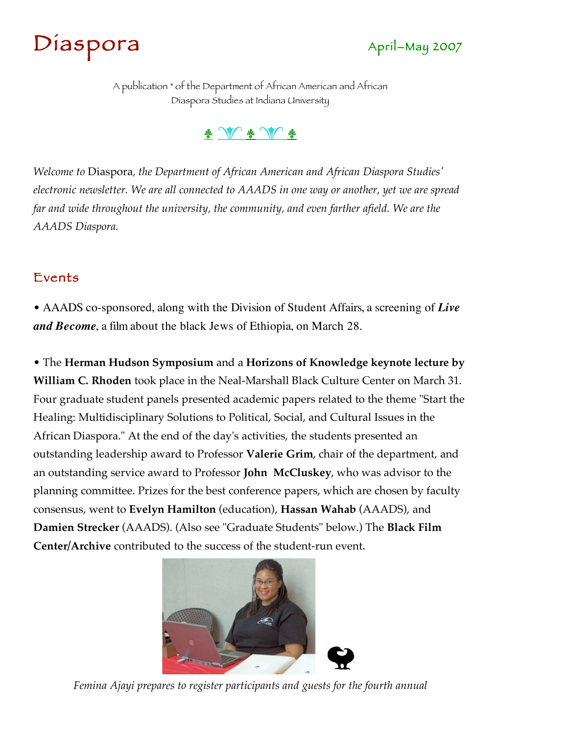# Diaspora

April–May 2007

A publication * of the Department of African American and African Diaspora Studies at Indiana University

*Welcome to* Diaspora*, the Department of African American and African Diaspora Studies' electronic newsletter. We are all connected to AAADS in one way or another, yet we are spread far and wide throughout the university, the community, and even farther afield. We are the AAADS Diaspora.*

## Events

• AAADS co-sponsored, along with the Division of Student Affairs, a screening of ***Live and Become***, a film about the black Jews of Ethiopia, on March 28.

• The **Herman Hudson Symposium** and a **Horizons of Knowledge keynote lecture by William C. Rhoden** took place in the Neal-Marshall Black Culture Center on March 31. Four graduate student panels presented academic papers related to the theme "Start the Healing: Multidisciplinary Solutions to Political, Social, and Cultural Issues in the African Diaspora." At the end of the day's activities, the students presented an outstanding leadership award to Professor **Valerie Grim**, chair of the department, and an outstanding service award to Professor **John McCluskey**, who was advisor to the planning committee. Prizes for the best conference papers, which are chosen by faculty consensus, went to **Evelyn Hamilton** (education), **Hassan Wahab** (AAADS), and **Damien Strecker** (AAADS). (Also see "Graduate Students" below.) The **Black Film Center/Archive** contributed to the success of the student-run event.

*Femina Ajayi prepares to register participants and guests for the fourth annual*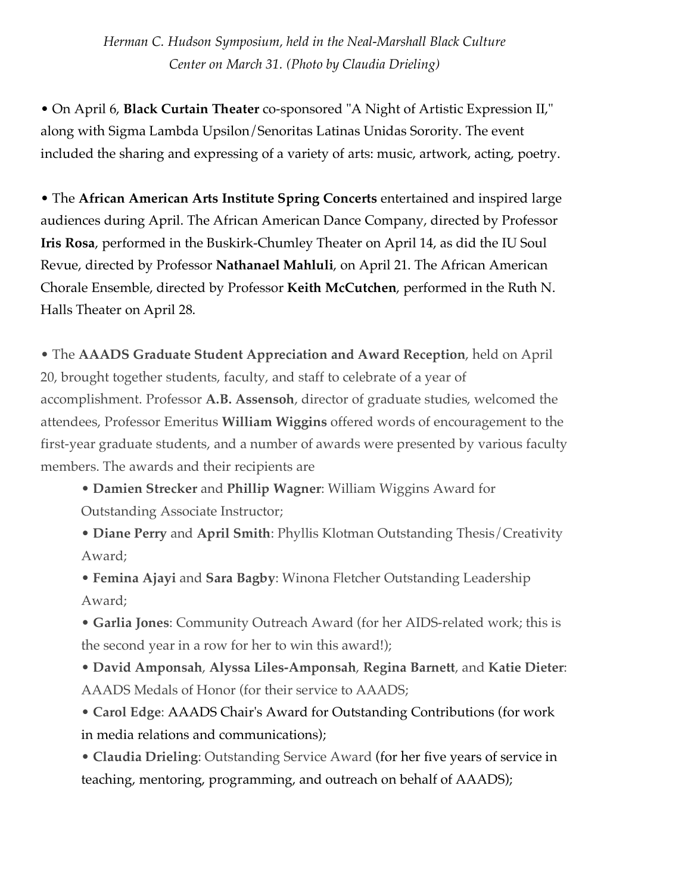*Herman C. Hudson Symposium, held in the Neal-Marshall Black Culture Center on March 31. (Photo by Claudia Drieling)*

• On April 6, **Black Curtain Theater** co-sponsored "A Night of Artistic Expression II," along with Sigma Lambda Upsilon/Senoritas Latinas Unidas Sorority. The event included the sharing and expressing of a variety of arts: music, artwork, acting, poetry.

• The **African American Arts Institute Spring Concerts** entertained and inspired large audiences during April. The African American Dance Company, directed by Professor **Iris Rosa**, performed in the Buskirk-Chumley Theater on April 14, as did the IU Soul Revue, directed by Professor **Nathanael Mahluli**, on April 21. The African American Chorale Ensemble, directed by Professor **Keith McCutchen**, performed in the Ruth N. Halls Theater on April 28.

• The **AAADS Graduate Student Appreciation and Award Reception**, held on April 20, brought together students, faculty, and staff to celebrate of a year of accomplishment. Professor **A.B. Assensoh**, director of graduate studies, welcomed the attendees, Professor Emeritus **William Wiggins** offered words of encouragement to the first-year graduate students, and a number of awards were presented by various faculty members. The awards and their recipients are

- **Damien Strecker** and **Phillip Wagner**: William Wiggins Award for Outstanding Associate Instructor;
- **Diane Perry** and **April Smith**: Phyllis Klotman Outstanding Thesis/Creativity Award;
- **Femina Ajayi** and **Sara Bagby**: Winona Fletcher Outstanding Leadership Award;
- **Garlia Jones**: Community Outreach Award (for her AIDS-related work; this is the second year in a row for her to win this award!);
- **David Amponsah**, **Alyssa Liles-Amponsah**, **Regina Barnett**, and **Katie Dieter**: AAADS Medals of Honor (for their service to AAADS;
- **Carol Edge**: AAADS Chair's Award for Outstanding Contributions (for work in media relations and communications);
- **Claudia Drieling**: Outstanding Service Award (for her five years of service in teaching, mentoring, programming, and outreach on behalf of AAADS);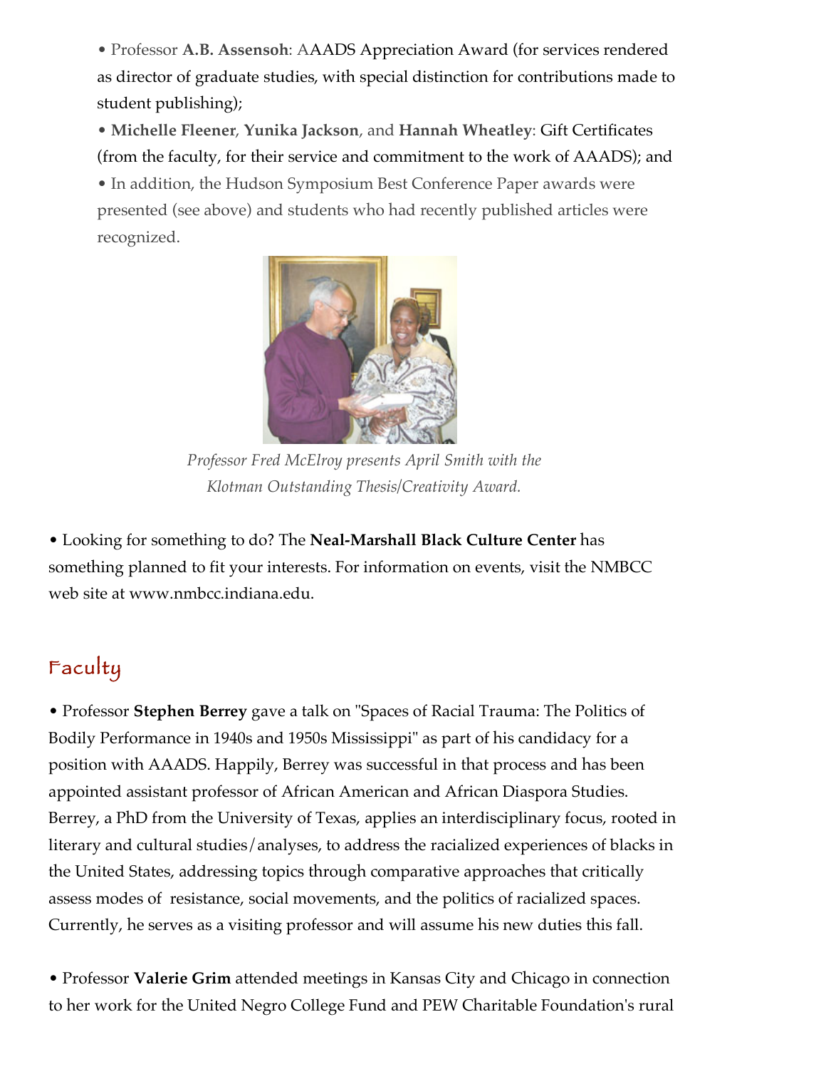- Professor **A.B. Assensoh**: AAADS Appreciation Award (for services rendered as director of graduate studies, with special distinction for contributions made to student publishing);
- **Michelle Fleener**, **Yunika Jackson**, and **Hannah Wheatley**: Gift Certificates (from the faculty, for their service and commitment to the work of AAADS); and
- In addition, the Hudson Symposium Best Conference Paper awards were presented (see above) and students who had recently published articles were recognized.

*Professor Fred McElroy presents April Smith with the Klotman Outstanding Thesis/Creativity Award.*

• Looking for something to do? The **Neal-Marshall Black Culture Center** has something planned to fit your interests. For information on events, visit the NMBCC web site at www.nmbcc.indiana.edu.

## Faculty

• Professor **Stephen Berrey** gave a talk on "Spaces of Racial Trauma: The Politics of Bodily Performance in 1940s and 1950s Mississippi" as part of his candidacy for a position with AAADS. Happily, Berrey was successful in that process and has been appointed assistant professor of African American and African Diaspora Studies. Berrey, a PhD from the University of Texas, applies an interdisciplinary focus, rooted in literary and cultural studies/analyses, to address the racialized experiences of blacks in the United States, addressing topics through comparative approaches that critically assess modes of resistance, social movements, and the politics of racialized spaces. Currently, he serves as a visiting professor and will assume his new duties this fall.

• Professor **Valerie Grim** attended meetings in Kansas City and Chicago in connection to her work for the United Negro College Fund and PEW Charitable Foundation's rural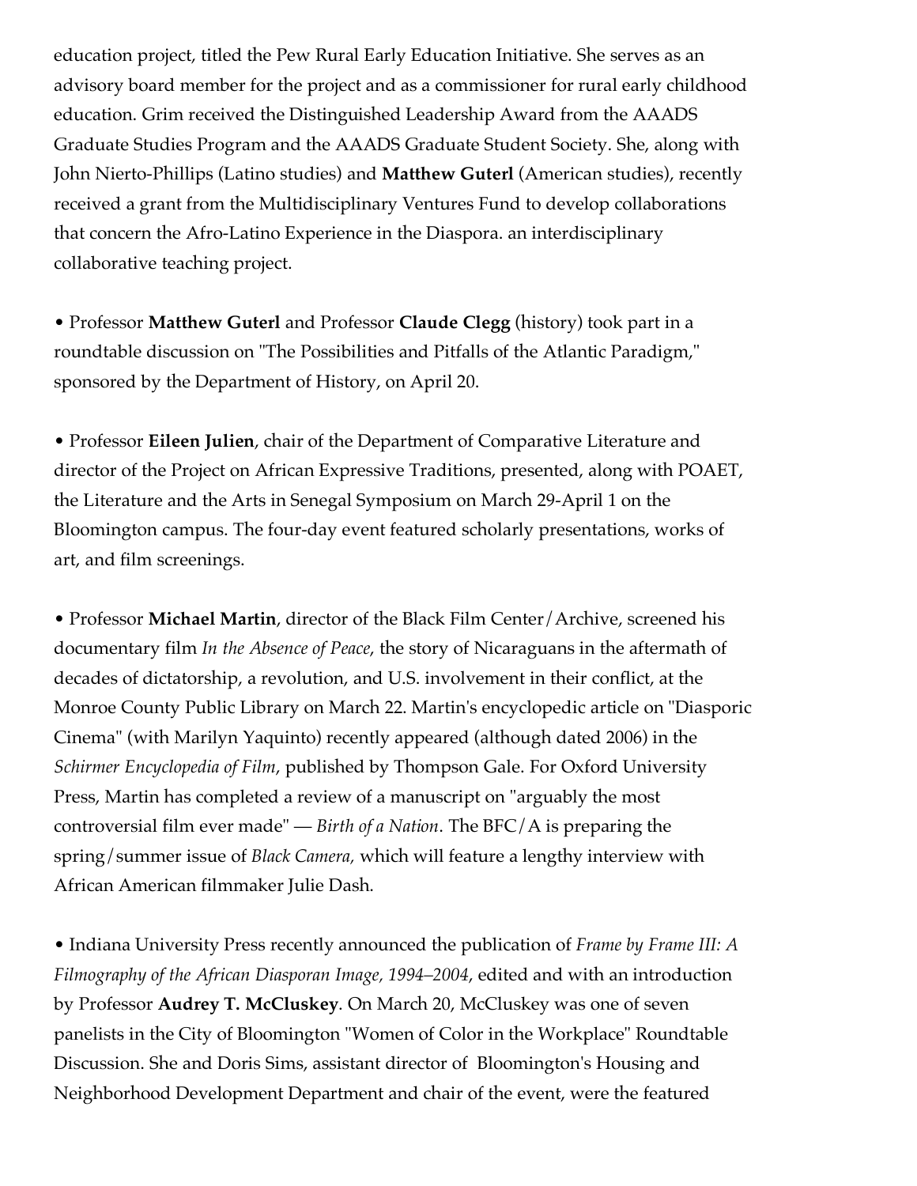education project, titled the Pew Rural Early Education Initiative. She serves as an advisory board member for the project and as a commissioner for rural early childhood education. Grim received the Distinguished Leadership Award from the AAADS Graduate Studies Program and the AAADS Graduate Student Society. She, along with John Nierto-Phillips (Latino studies) and **Matthew Guterl** (American studies), recently received a grant from the Multidisciplinary Ventures Fund to develop collaborations that concern the Afro-Latino Experience in the Diaspora. an interdisciplinary collaborative teaching project.

• Professor **Matthew Guterl** and Professor **Claude Clegg** (history) took part in a roundtable discussion on "The Possibilities and Pitfalls of the Atlantic Paradigm," sponsored by the Department of History, on April 20.

• Professor **Eileen Julien**, chair of the Department of Comparative Literature and director of the Project on African Expressive Traditions, presented, along with POAET, the Literature and the Arts in Senegal Symposium on March 29-April 1 on the Bloomington campus. The four-day event featured scholarly presentations, works of art, and film screenings.

• Professor **Michael Martin**, director of the Black Film Center/Archive, screened his documentary film *In the Absence of Peace*, the story of Nicaraguans in the aftermath of decades of dictatorship, a revolution, and U.S. involvement in their conflict, at the Monroe County Public Library on March 22. Martin's encyclopedic article on "Diasporic Cinema" (with Marilyn Yaquinto) recently appeared (although dated 2006) in the *Schirmer Encyclopedia of Film*, published by Thompson Gale. For Oxford University Press, Martin has completed a review of a manuscript on "arguably the most controversial film ever made" — *Birth of a Nation*. The BFC/A is preparing the spring/summer issue of *Black Camera,* which will feature a lengthy interview with African American filmmaker Julie Dash.

• Indiana University Press recently announced the publication of *Frame by Frame III: A Filmography of the African Diasporan Image, 1994–2004*, edited and with an introduction by Professor **Audrey T. McCluskey**. On March 20, McCluskey was one of seven panelists in the City of Bloomington "Women of Color in the Workplace" Roundtable Discussion. She and Doris Sims, assistant director of Bloomington's Housing and Neighborhood Development Department and chair of the event, were the featured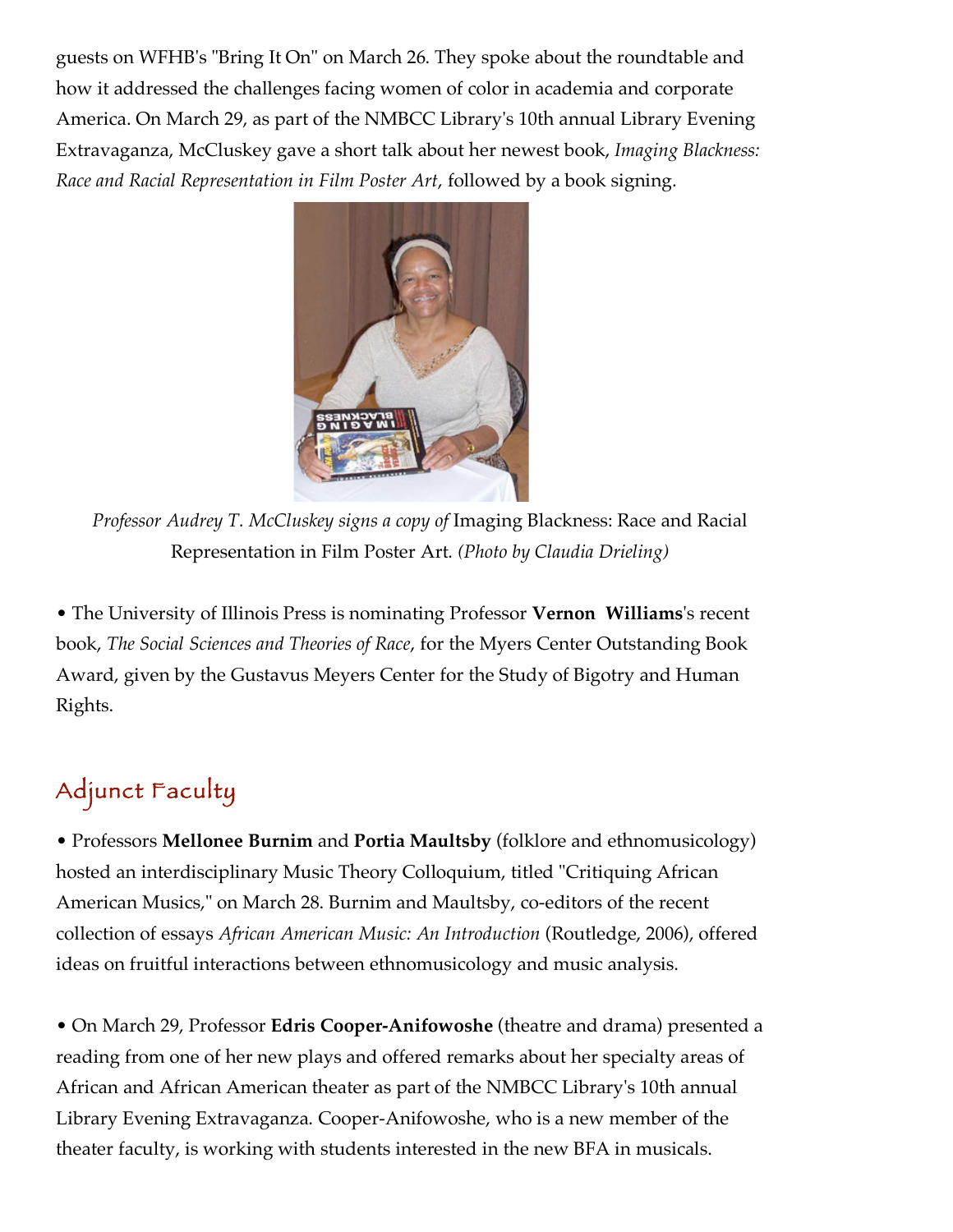guests on WFHB's "Bring It On" on March 26. They spoke about the roundtable and how it addressed the challenges facing women of color in academia and corporate America. On March 29, as part of the NMBCC Library's 10th annual Library Evening Extravaganza, McCluskey gave a short talk about her newest book, *Imaging Blackness: Race and Racial Representation in Film Poster Art*, followed by a book signing.

*Professor Audrey T. McCluskey signs a copy of* Imaging Blackness: Race and Racial Representation in Film Poster Art. *(Photo by Claudia Drieling)*

• The University of Illinois Press is nominating Professor **Vernon Williams**'s recent book, *The Social Sciences and Theories of Race*, for the Myers Center Outstanding Book Award, given by the Gustavus Meyers Center for the Study of Bigotry and Human Rights.

## Adjunct Faculty

• Professors **Mellonee Burnim** and **Portia Maultsby** (folklore and ethnomusicology) hosted an interdisciplinary Music Theory Colloquium, titled "Critiquing African American Musics," on March 28. Burnim and Maultsby, co-editors of the recent collection of essays *African American Music: An Introduction* (Routledge, 2006), offered ideas on fruitful interactions between ethnomusicology and music analysis.

• On March 29, Professor **Edris Cooper-Anifowoshe** (theatre and drama) presented a reading from one of her new plays and offered remarks about her specialty areas of African and African American theater as part of the NMBCC Library's 10th annual Library Evening Extravaganza. Cooper-Anifowoshe, who is a new member of the theater faculty, is working with students interested in the new BFA in musicals.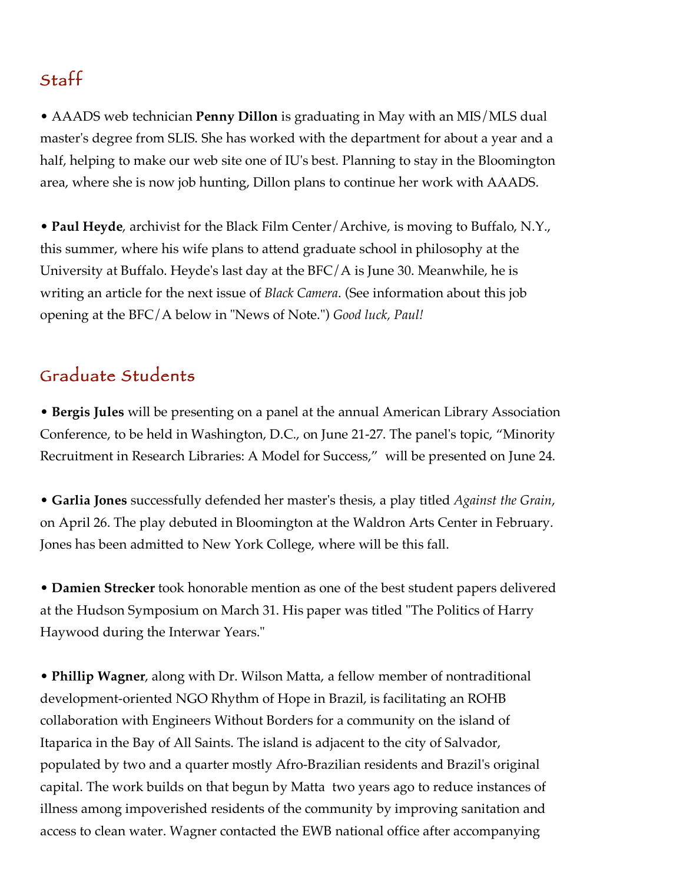## Staff

• AAADS web technician **Penny Dillon** is graduating in May with an MIS/MLS dual master's degree from SLIS. She has worked with the department for about a year and a half, helping to make our web site one of IU's best. Planning to stay in the Bloomington area, where she is now job hunting, Dillon plans to continue her work with AAADS.

• **Paul Heyde**, archivist for the Black Film Center/Archive, is moving to Buffalo, N.Y., this summer, where his wife plans to attend graduate school in philosophy at the University at Buffalo. Heyde's last day at the BFC/A is June 30. Meanwhile, he is writing an article for the next issue of *Black Camera*. (See information about this job opening at the BFC/A below in "News of Note.") *Good luck, Paul!*

## Graduate Students

• **Bergis Jules** will be presenting on a panel at the annual American Library Association Conference, to be held in Washington, D.C., on June 21-27. The panel's topic, "Minority Recruitment in Research Libraries: A Model for Success," will be presented on June 24.

• **Garlia Jones** successfully defended her master's thesis, a play titled *Against the Grain*, on April 26. The play debuted in Bloomington at the Waldron Arts Center in February. Jones has been admitted to New York College, where will be this fall.

• **Damien Strecker** took honorable mention as one of the best student papers delivered at the Hudson Symposium on March 31. His paper was titled "The Politics of Harry Haywood during the Interwar Years."

• **Phillip Wagner**, along with Dr. Wilson Matta, a fellow member of nontraditional development-oriented NGO Rhythm of Hope in Brazil, is facilitating an ROHB collaboration with Engineers Without Borders for a community on the island of Itaparica in the Bay of All Saints. The island is adjacent to the city of Salvador, populated by two and a quarter mostly Afro-Brazilian residents and Brazil's original capital. The work builds on that begun by Matta two years ago to reduce instances of illness among impoverished residents of the community by improving sanitation and access to clean water. Wagner contacted the EWB national office after accompanying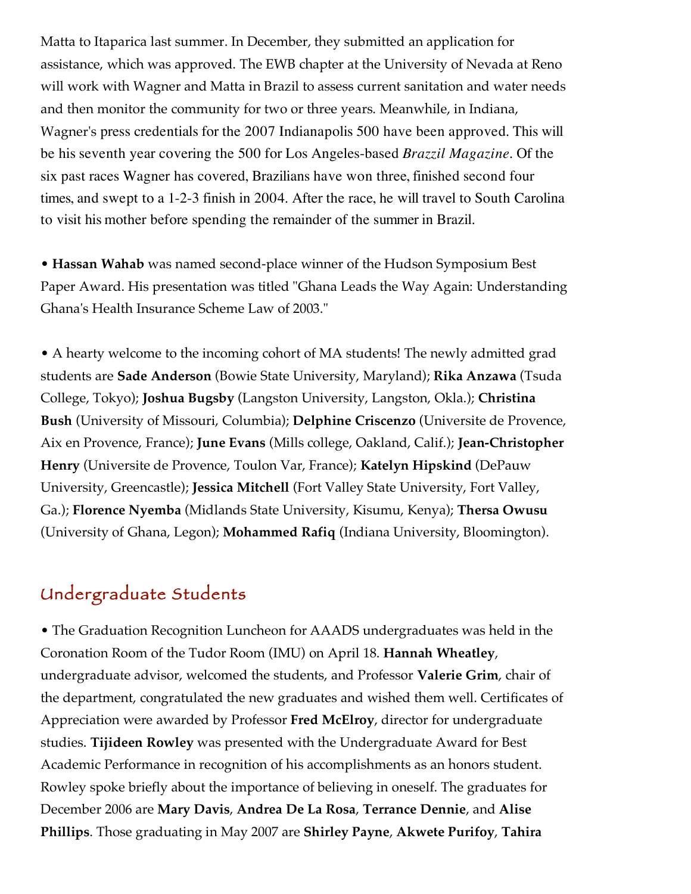Matta to Itaparica last summer. In December, they submitted an application for assistance, which was approved. The EWB chapter at the University of Nevada at Reno will work with Wagner and Matta in Brazil to assess current sanitation and water needs and then monitor the community for two or three years. Meanwhile, in Indiana, Wagner's press credentials for the 2007 Indianapolis 500 have been approved. This will be his seventh year covering the 500 for Los Angeles-based *Brazzil Magazine*. Of the six past races Wagner has covered, Brazilians have won three, finished second four times, and swept to a 1-2-3 finish in 2004. After the race, he will travel to South Carolina to visit his mother before spending the remainder of the summer in Brazil.

• **Hassan Wahab** was named second-place winner of the Hudson Symposium Best Paper Award. His presentation was titled "Ghana Leads the Way Again: Understanding Ghana's Health Insurance Scheme Law of 2003."

• A hearty welcome to the incoming cohort of MA students! The newly admitted grad students are **Sade Anderson** (Bowie State University, Maryland); **Rika Anzawa** (Tsuda College, Tokyo); **Joshua Bugsby** (Langston University, Langston, Okla.); **Christina Bush** (University of Missouri, Columbia); **Delphine Criscenzo** (Universite de Provence, Aix en Provence, France); **June Evans** (Mills college, Oakland, Calif.); **Jean-Christopher Henry** (Universite de Provence, Toulon Var, France); **Katelyn Hipskind** (DePauw University, Greencastle); **Jessica Mitchell** (Fort Valley State University, Fort Valley, Ga.); **Florence Nyemba** (Midlands State University, Kisumu, Kenya); **Thersa Owusu** (University of Ghana, Legon); **Mohammed Rafiq** (Indiana University, Bloomington).

## Undergraduate Students

• The Graduation Recognition Luncheon for AAADS undergraduates was held in the Coronation Room of the Tudor Room (IMU) on April 18. **Hannah Wheatley**, undergraduate advisor, welcomed the students, and Professor **Valerie Grim**, chair of the department, congratulated the new graduates and wished them well. Certificates of Appreciation were awarded by Professor **Fred McElroy**, director for undergraduate studies. **Tijideen Rowley** was presented with the Undergraduate Award for Best Academic Performance in recognition of his accomplishments as an honors student. Rowley spoke briefly about the importance of believing in oneself. The graduates for December 2006 are **Mary Davis**, **Andrea De La Rosa**, **Terrance Dennie**, and **Alise Phillips**. Those graduating in May 2007 are **Shirley Payne**, **Akwete Purifoy**, **Tahira**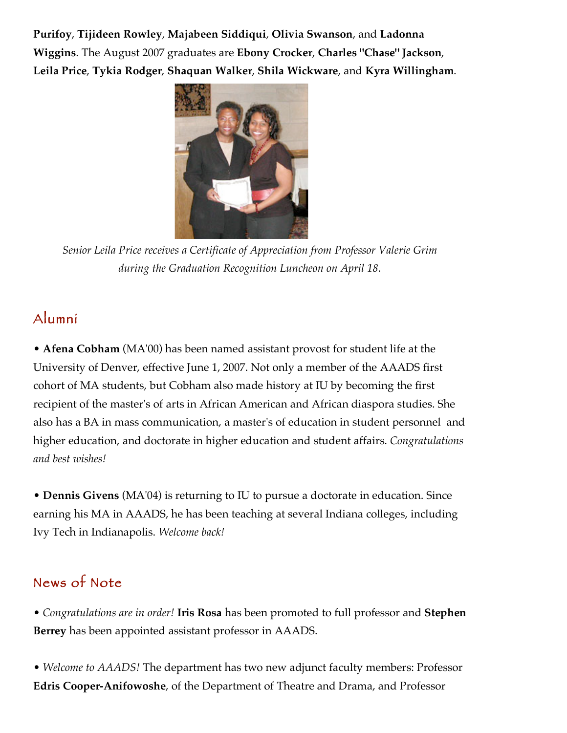**Purifoy**, **Tijideen Rowley**, **Majabeen Siddiqui**, **Olivia Swanson**, and **Ladonna Wiggins**. The August 2007 graduates are **Ebony Crocker**, **Charles "Chase" Jackson**, **Leila Price**, **Tykia Rodger**, **Shaquan Walker**, **Shila Wickware**, and **Kyra Willingham**.

*Senior Leila Price receives a Certificate of Appreciation from Professor Valerie Grim during the Graduation Recognition Luncheon on April 18.*

## Alumni

• **Afena Cobham** (MA'00) has been named assistant provost for student life at the University of Denver, effective June 1, 2007. Not only a member of the AAADS first cohort of MA students, but Cobham also made history at IU by becoming the first recipient of the master's of arts in African American and African diaspora studies. She also has a BA in mass communication, a master's of education in student personnel and higher education, and doctorate in higher education and student affairs. *Congratulations and best wishes!*

• **Dennis Givens** (MA'04) is returning to IU to pursue a doctorate in education. Since earning his MA in AAADS, he has been teaching at several Indiana colleges, including Ivy Tech in Indianapolis. *Welcome back!*

## News of Note

• *Congratulations are in order!* **Iris Rosa** has been promoted to full professor and **Stephen Berrey** has been appointed assistant professor in AAADS.

• *Welcome to AAADS!* The department has two new adjunct faculty members: Professor **Edris Cooper-Anifowoshe**, of the Department of Theatre and Drama, and Professor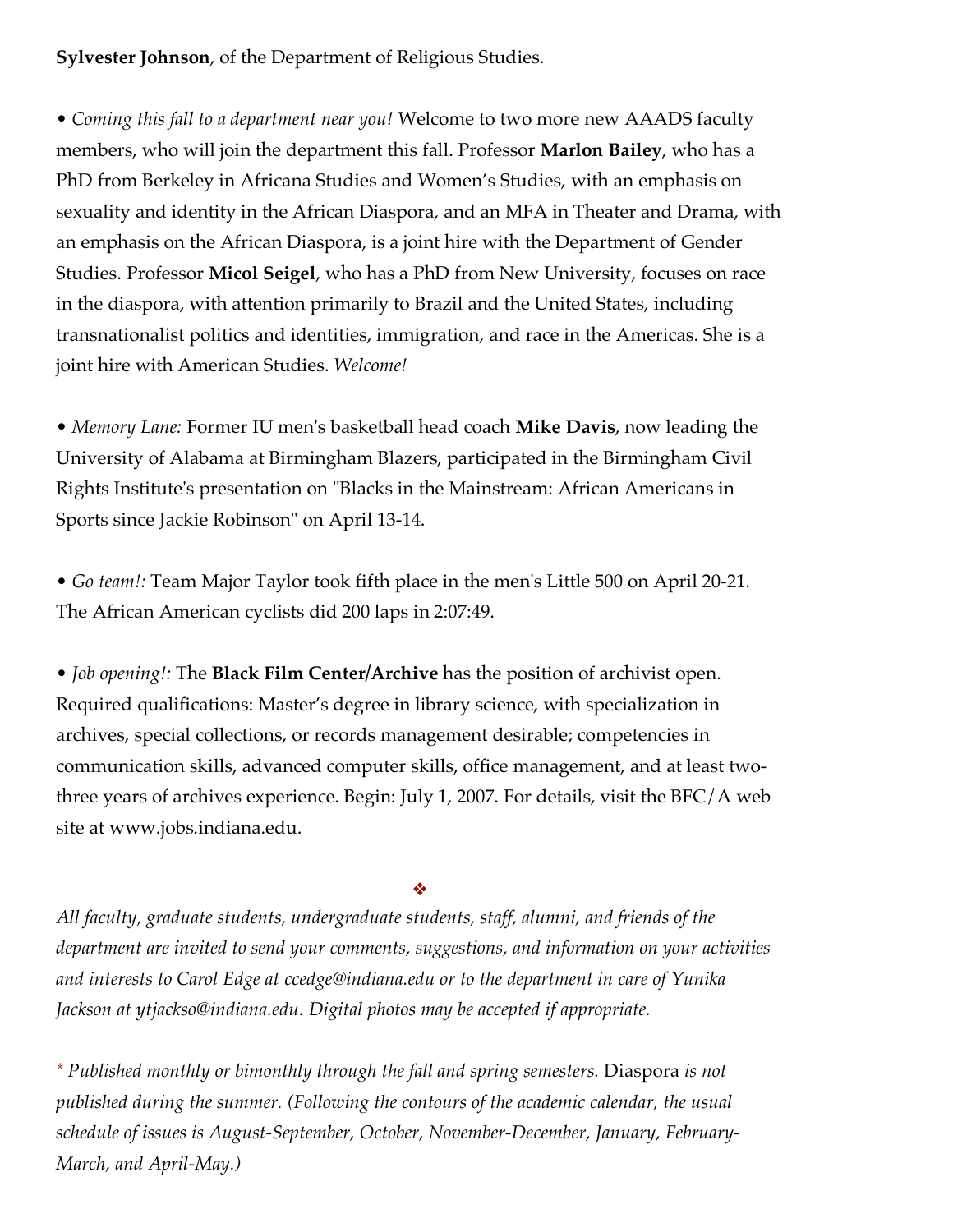**Sylvester Johnson**, of the Department of Religious Studies.

• *Coming this fall to a department near you!* Welcome to two more new AAADS faculty members, who will join the department this fall. Professor **Marlon Bailey**, who has a PhD from Berkeley in Africana Studies and Women's Studies, with an emphasis on sexuality and identity in the African Diaspora, and an MFA in Theater and Drama, with an emphasis on the African Diaspora, is a joint hire with the Department of Gender Studies. Professor **Micol Seigel**, who has a PhD from New University, focuses on race in the diaspora, with attention primarily to Brazil and the United States, including transnationalist politics and identities, immigration, and race in the Americas. She is a joint hire with American Studies. *Welcome!*

• *Memory Lane:* Former IU men's basketball head coach **Mike Davis**, now leading the University of Alabama at Birmingham Blazers, participated in the Birmingham Civil Rights Institute's presentation on "Blacks in the Mainstream: African Americans in Sports since Jackie Robinson" on April 13-14.

• *Go team!:* Team Major Taylor took fifth place in the men's Little 500 on April 20-21. The African American cyclists did 200 laps in 2:07:49.

• *Job opening!:* The **Black Film Center/Archive** has the position of archivist open. Required qualifications: Master's degree in library science, with specialization in archives, special collections, or records management desirable; competencies in communication skills, advanced computer skills, office management, and at least two-three years of archives experience. Begin: July 1, 2007. For details, visit the BFC/A web site at www.jobs.indiana.edu.

❖

*All faculty, graduate students, undergraduate students, staff, alumni, and friends of the department are invited to send your comments, suggestions, and information on your activities and interests to Carol Edge at ccedge@indiana.edu or to the department in care of Yunika Jackson at ytjackso@indiana.edu. Digital photos may be accepted if appropriate.*

\* *Published monthly or bimonthly through the fall and spring semesters.* Diaspora *is not published during the summer. (Following the contours of the academic calendar, the usual schedule of issues is August-September, October, November-December, January, February-March, and April-May.)*